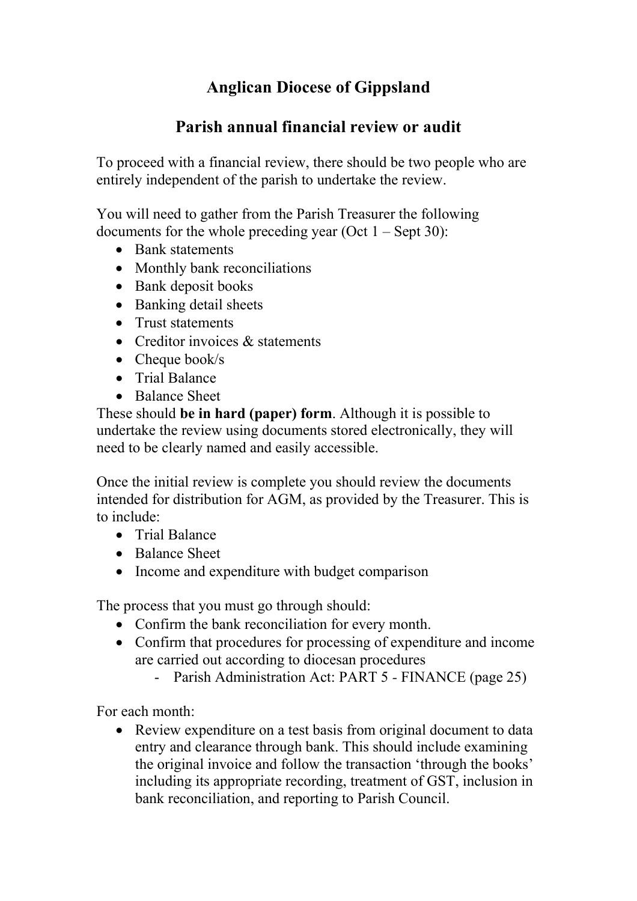# Anglican Diocese of Gippsland

## Parish annual financial review or audit

To proceed with a financial review, there should be two people who are entirely independent of the parish to undertake the review.

You will need to gather from the Parish Treasurer the following documents for the whole preceding year (Oct 1 – Sept 30):

- Bank statements
- Monthly bank reconciliations
- Bank deposit books
- Banking detail sheets
- Trust statements
- Creditor invoices & statements
- Cheque book/s
- Trial Balance
- Balance Sheet

These should **be in hard (paper) form**. Although it is possible to undertake the review using documents stored electronically, they will need to be clearly named and easily accessible.

Once the initial review is complete you should review the documents intended for distribution for AGM, as provided by the Treasurer. This is to include:

- Trial Balance
- Balance Sheet
- Income and expenditure with budget comparison

The process that you must go through should:

- Confirm the bank reconciliation for every month.
- Confirm that procedures for processing of expenditure and income are carried out according to diocesan procedures
    - Parish Administration Act: PART 5 - FINANCE (page 25)

For each month:

- Review expenditure on a test basis from original document to data entry and clearance through bank. This should include examining the original invoice and follow the transaction 'through the books' including its appropriate recording, treatment of GST, inclusion in bank reconciliation, and reporting to Parish Council.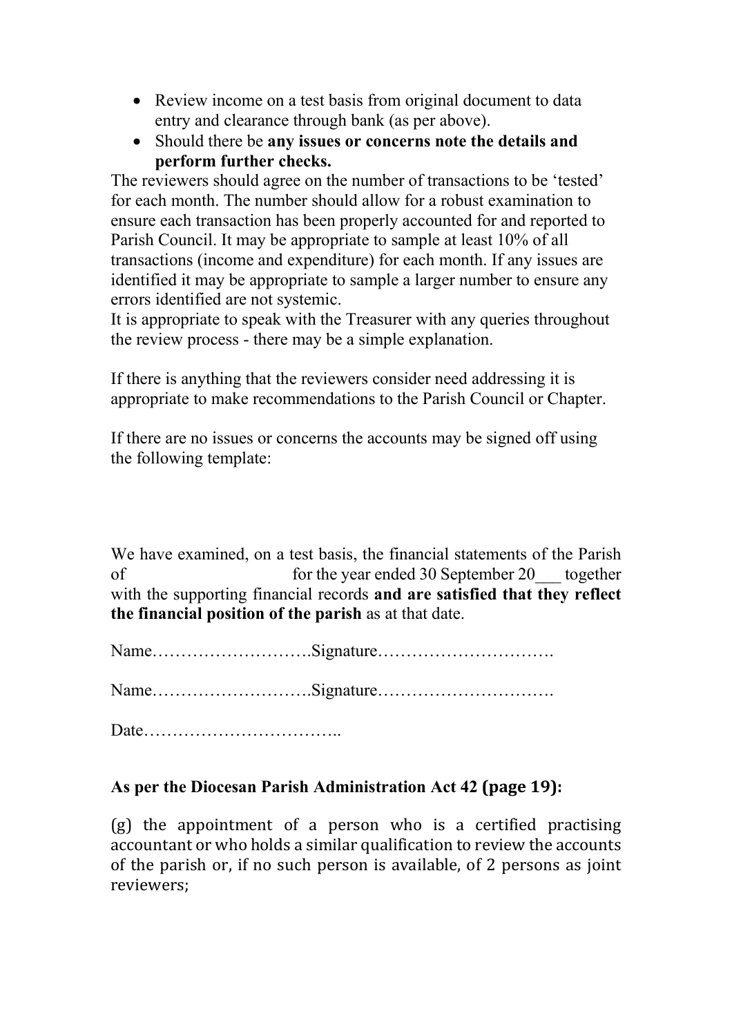- Review income on a test basis from original document to data entry and clearance through bank (as per above).
- Should there be **any issues or concerns note the details and perform further checks.**

The reviewers should agree on the number of transactions to be 'tested' for each month. The number should allow for a robust examination to ensure each transaction has been properly accounted for and reported to Parish Council. It may be appropriate to sample at least 10% of all transactions (income and expenditure) for each month. If any issues are identified it may be appropriate to sample a larger number to ensure any errors identified are not systemic.

It is appropriate to speak with the Treasurer with any queries throughout the review process - there may be a simple explanation.

If there is anything that the reviewers consider need addressing it is appropriate to make recommendations to the Parish Council or Chapter.

If there are no issues or concerns the accounts may be signed off using the following template:

We have examined, on a test basis, the financial statements of the Parish of                          for the year ended 30 September 20___ together with the supporting financial records **and are satisfied that they reflect the financial position of the parish** as at that date.

Name……………………….Signature………………………….

Name……………………….Signature………………………….

Date……………………………..

**As per the Diocesan Parish Administration Act 42 (page 19):**

(g) the appointment of a person who is a certified practising accountant or who holds a similar qualification to review the accounts of the parish or, if no such person is available, of 2 persons as joint reviewers;